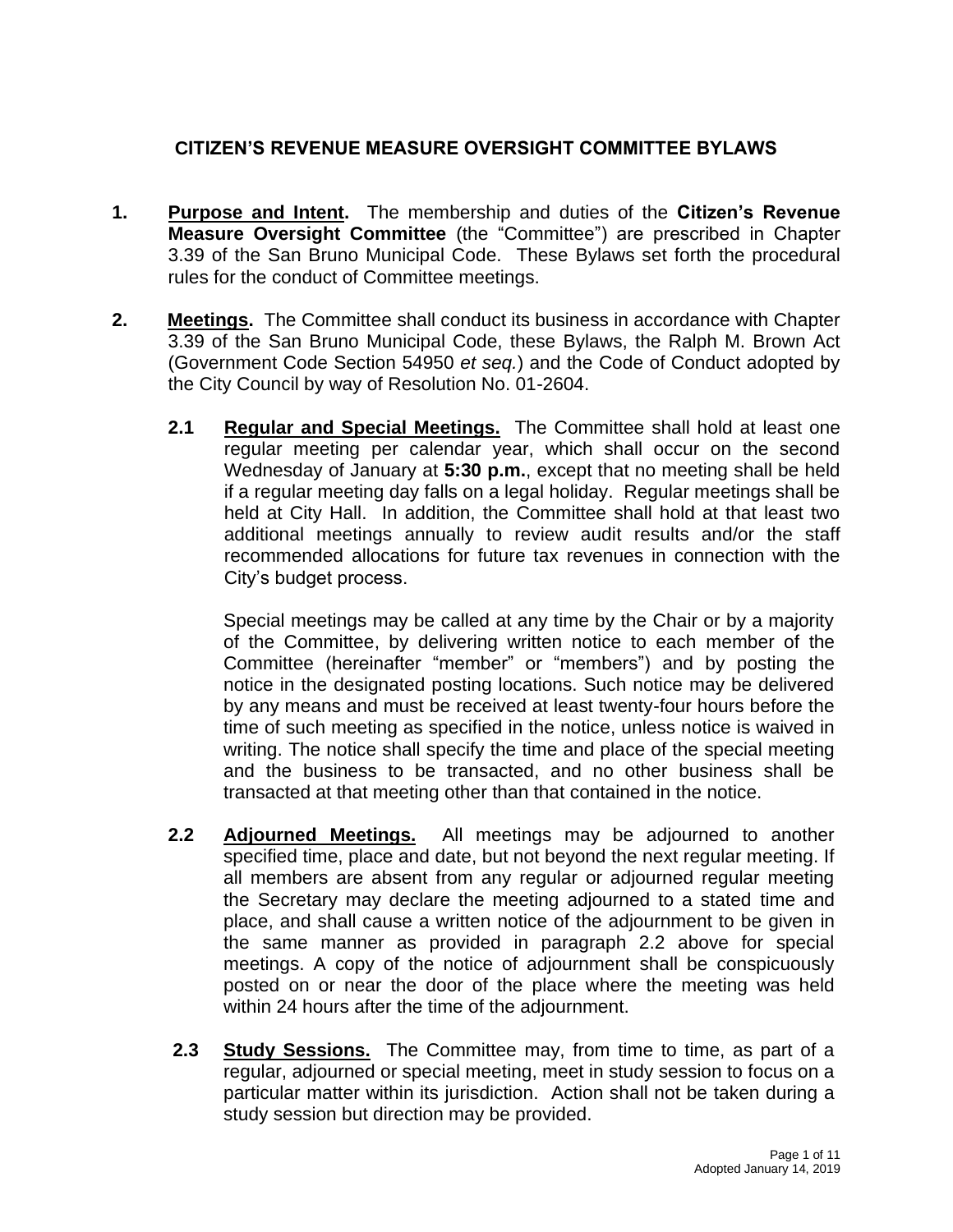# CITIZEN'S REVENUE MEASURE OVERSIGHT COMMITTEE BYLAWS

**1. Purpose and Intent.** The membership and duties of the **Citizen's Revenue Measure Oversight Committee** (the "Committee") are prescribed in Chapter 3.39 of the San Bruno Municipal Code. These Bylaws set forth the procedural rules for the conduct of Committee meetings.

**2. Meetings.** The Committee shall conduct its business in accordance with Chapter 3.39 of the San Bruno Municipal Code, these Bylaws, the Ralph M. Brown Act (Government Code Section 54950 *et seq.*) and the Code of Conduct adopted by the City Council by way of Resolution No. 01-2604.

**2.1 Regular and Special Meetings.** The Committee shall hold at least one regular meeting per calendar year, which shall occur on the second Wednesday of January at **5:30 p.m.**, except that no meeting shall be held if a regular meeting day falls on a legal holiday. Regular meetings shall be held at City Hall. In addition, the Committee shall hold at that least two additional meetings annually to review audit results and/or the staff recommended allocations for future tax revenues in connection with the City's budget process.

Special meetings may be called at any time by the Chair or by a majority of the Committee, by delivering written notice to each member of the Committee (hereinafter "member" or "members") and by posting the notice in the designated posting locations. Such notice may be delivered by any means and must be received at least twenty-four hours before the time of such meeting as specified in the notice, unless notice is waived in writing. The notice shall specify the time and place of the special meeting and the business to be transacted, and no other business shall be transacted at that meeting other than that contained in the notice.

**2.2 Adjourned Meetings.** All meetings may be adjourned to another specified time, place and date, but not beyond the next regular meeting. If all members are absent from any regular or adjourned regular meeting the Secretary may declare the meeting adjourned to a stated time and place, and shall cause a written notice of the adjournment to be given in the same manner as provided in paragraph 2.2 above for special meetings. A copy of the notice of adjournment shall be conspicuously posted on or near the door of the place where the meeting was held within 24 hours after the time of the adjournment.

**2.3 Study Sessions.** The Committee may, from time to time, as part of a regular, adjourned or special meeting, meet in study session to focus on a particular matter within its jurisdiction. Action shall not be taken during a study session but direction may be provided.

Adopted January 14, 2019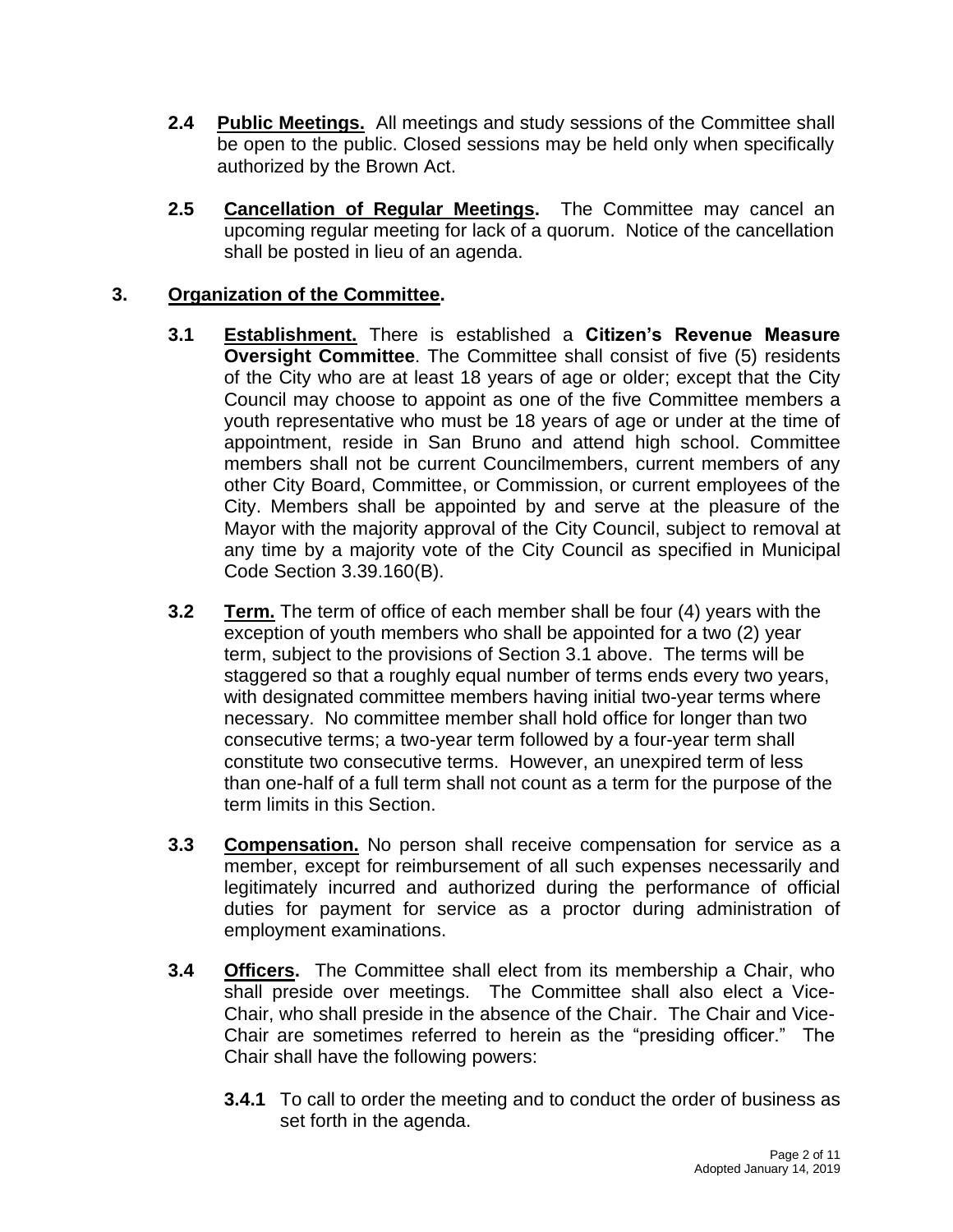**2.4 Public Meetings.** All meetings and study sessions of the Committee shall be open to the public. Closed sessions may be held only when specifically authorized by the Brown Act.

**2.5 Cancellation of Regular Meetings.** The Committee may cancel an upcoming regular meeting for lack of a quorum. Notice of the cancellation shall be posted in lieu of an agenda.

## 3. Organization of the Committee.

**3.1 Establishment.** There is established a **Citizen's Revenue Measure Oversight Committee**. The Committee shall consist of five (5) residents of the City who are at least 18 years of age or older; except that the City Council may choose to appoint as one of the five Committee members a youth representative who must be 18 years of age or under at the time of appointment, reside in San Bruno and attend high school. Committee members shall not be current Councilmembers, current members of any other City Board, Committee, or Commission, or current employees of the City. Members shall be appointed by and serve at the pleasure of the Mayor with the majority approval of the City Council, subject to removal at any time by a majority vote of the City Council as specified in Municipal Code Section 3.39.160(B).

**3.2 Term.** The term of office of each member shall be four (4) years with the exception of youth members who shall be appointed for a two (2) year term, subject to the provisions of Section 3.1 above. The terms will be staggered so that a roughly equal number of terms ends every two years, with designated committee members having initial two-year terms where necessary. No committee member shall hold office for longer than two consecutive terms; a two-year term followed by a four-year term shall constitute two consecutive terms. However, an unexpired term of less than one-half of a full term shall not count as a term for the purpose of the term limits in this Section.

**3.3 Compensation.** No person shall receive compensation for service as a member, except for reimbursement of all such expenses necessarily and legitimately incurred and authorized during the performance of official duties for payment for service as a proctor during administration of employment examinations.

**3.4 Officers.** The Committee shall elect from its membership a Chair, who shall preside over meetings. The Committee shall also elect a Vice-Chair, who shall preside in the absence of the Chair. The Chair and Vice-Chair are sometimes referred to herein as the "presiding officer." The Chair shall have the following powers:

**3.4.1** To call to order the meeting and to conduct the order of business as set forth in the agenda.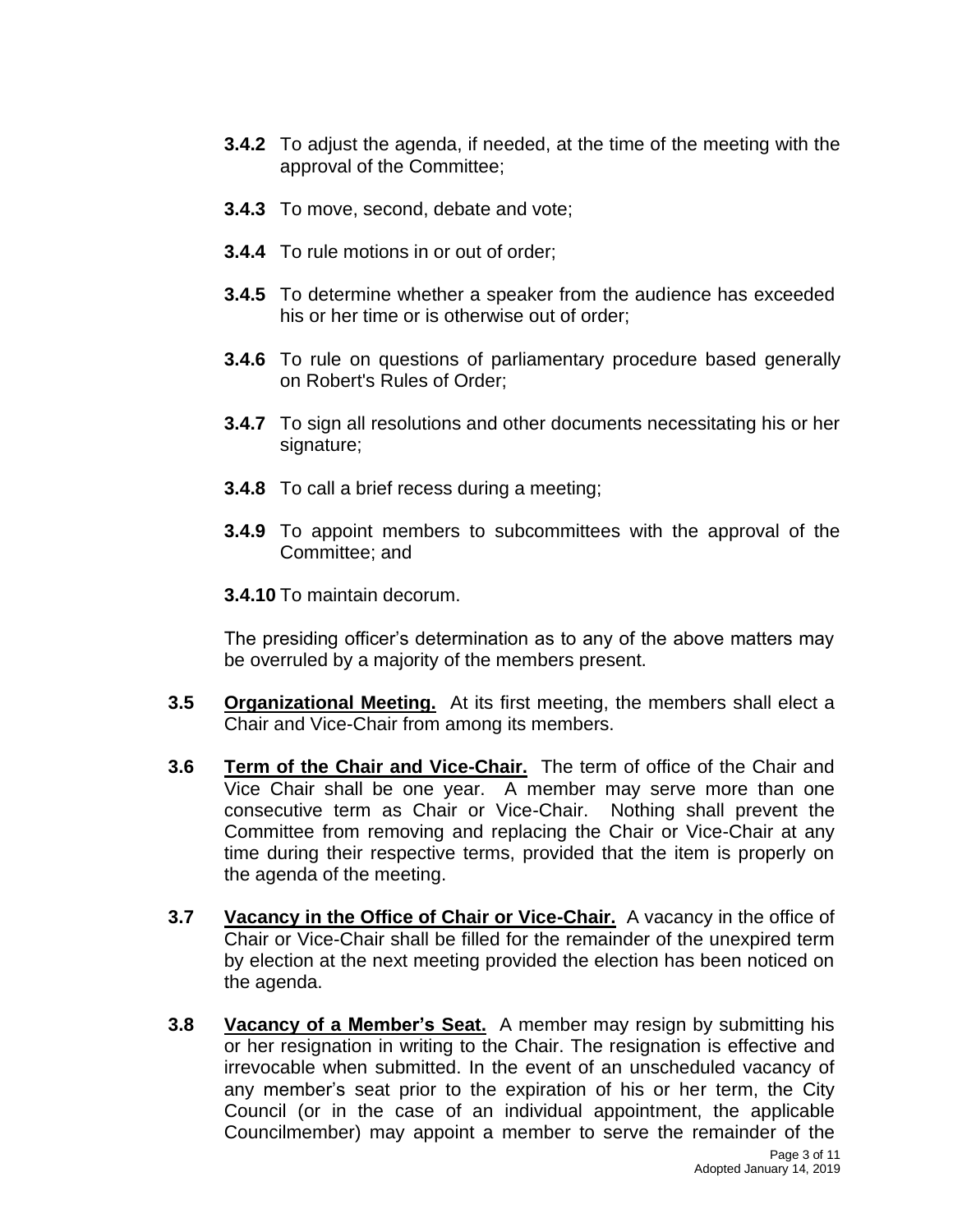**3.4.2** To adjust the agenda, if needed, at the time of the meeting with the approval of the Committee;

**3.4.3** To move, second, debate and vote;

**3.4.4** To rule motions in or out of order;

**3.4.5** To determine whether a speaker from the audience has exceeded his or her time or is otherwise out of order;

**3.4.6** To rule on questions of parliamentary procedure based generally on Robert's Rules of Order;

**3.4.7** To sign all resolutions and other documents necessitating his or her signature;

**3.4.8** To call a brief recess during a meeting;

**3.4.9** To appoint members to subcommittees with the approval of the Committee; and

**3.4.10** To maintain decorum.

The presiding officer's determination as to any of the above matters may be overruled by a majority of the members present.

**3.5** **Organizational Meeting.** At its first meeting, the members shall elect a Chair and Vice-Chair from among its members.

**3.6** **Term of the Chair and Vice-Chair.** The term of office of the Chair and Vice Chair shall be one year. A member may serve more than one consecutive term as Chair or Vice-Chair. Nothing shall prevent the Committee from removing and replacing the Chair or Vice-Chair at any time during their respective terms, provided that the item is properly on the agenda of the meeting.

**3.7** **Vacancy in the Office of Chair or Vice-Chair.** A vacancy in the office of Chair or Vice-Chair shall be filled for the remainder of the unexpired term by election at the next meeting provided the election has been noticed on the agenda.

**3.8** **Vacancy of a Member's Seat.** A member may resign by submitting his or her resignation in writing to the Chair. The resignation is effective and irrevocable when submitted. In the event of an unscheduled vacancy of any member's seat prior to the expiration of his or her term, the City Council (or in the case of an individual appointment, the applicable Councilmember) may appoint a member to serve the remainder of the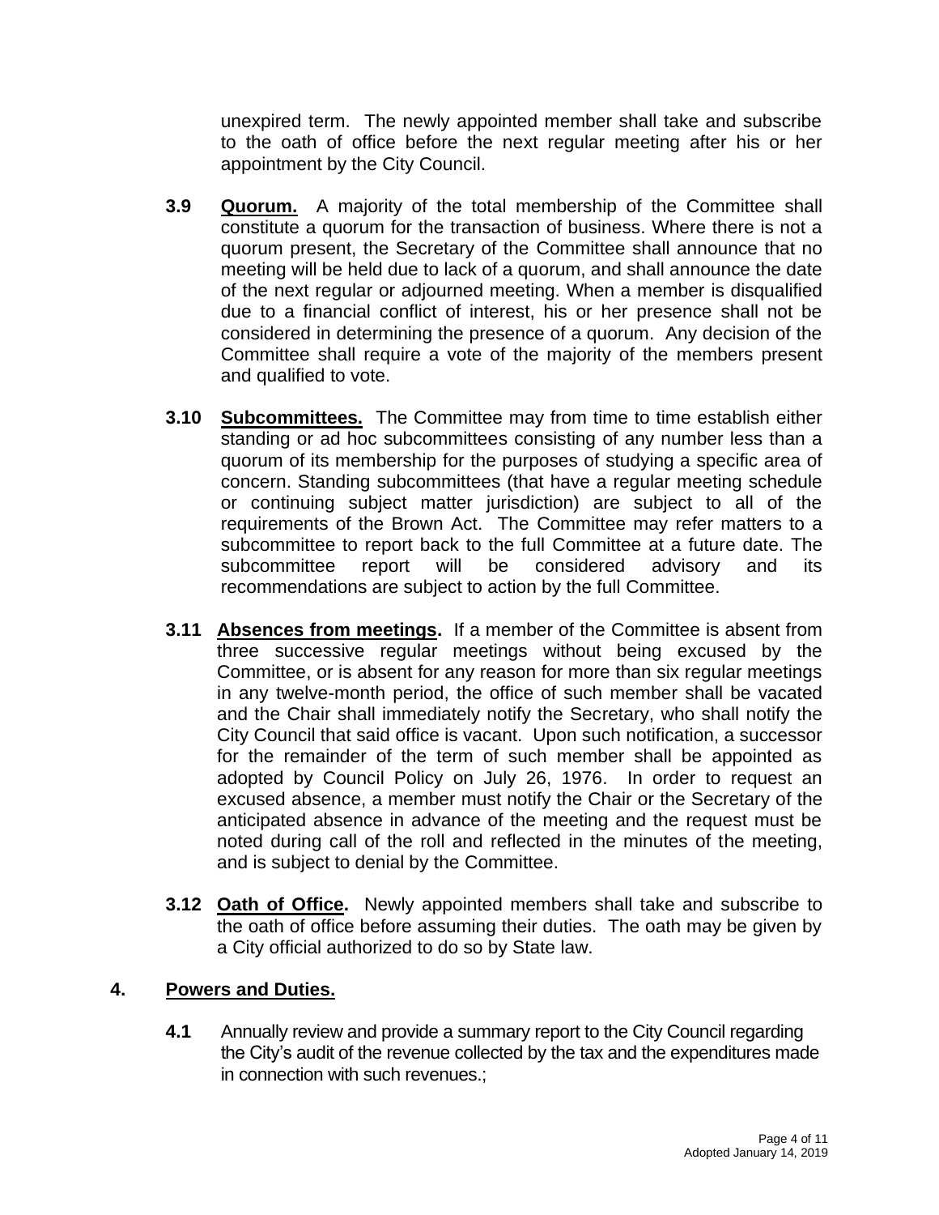unexpired term. The newly appointed member shall take and subscribe to the oath of office before the next regular meeting after his or her appointment by the City Council.

**3.9** **<u>Quorum.</u>** A majority of the total membership of the Committee shall constitute a quorum for the transaction of business. Where there is not a quorum present, the Secretary of the Committee shall announce that no meeting will be held due to lack of a quorum, and shall announce the date of the next regular or adjourned meeting. When a member is disqualified due to a financial conflict of interest, his or her presence shall not be considered in determining the presence of a quorum. Any decision of the Committee shall require a vote of the majority of the members present and qualified to vote.

**3.10** **<u>Subcommittees.</u>** The Committee may from time to time establish either standing or ad hoc subcommittees consisting of any number less than a quorum of its membership for the purposes of studying a specific area of concern. Standing subcommittees (that have a regular meeting schedule or continuing subject matter jurisdiction) are subject to all of the requirements of the Brown Act. The Committee may refer matters to a subcommittee to report back to the full Committee at a future date. The subcommittee report will be considered advisory and its recommendations are subject to action by the full Committee.

**3.11** **<u>Absences from meetings</u>.** If a member of the Committee is absent from three successive regular meetings without being excused by the Committee, or is absent for any reason for more than six regular meetings in any twelve-month period, the office of such member shall be vacated and the Chair shall immediately notify the Secretary, who shall notify the City Council that said office is vacant. Upon such notification, a successor for the remainder of the term of such member shall be appointed as adopted by Council Policy on July 26, 1976. In order to request an excused absence, a member must notify the Chair or the Secretary of the anticipated absence in advance of the meeting and the request must be noted during call of the roll and reflected in the minutes of the meeting, and is subject to denial by the Committee.

**3.12** **<u>Oath of Office</u>.** Newly appointed members shall take and subscribe to the oath of office before assuming their duties. The oath may be given by a City official authorized to do so by State law.

## 4. <u>Powers and Duties.</u>

**4.1** Annually review and provide a summary report to the City Council regarding the City's audit of the revenue collected by the tax and the expenditures made in connection with such revenues.;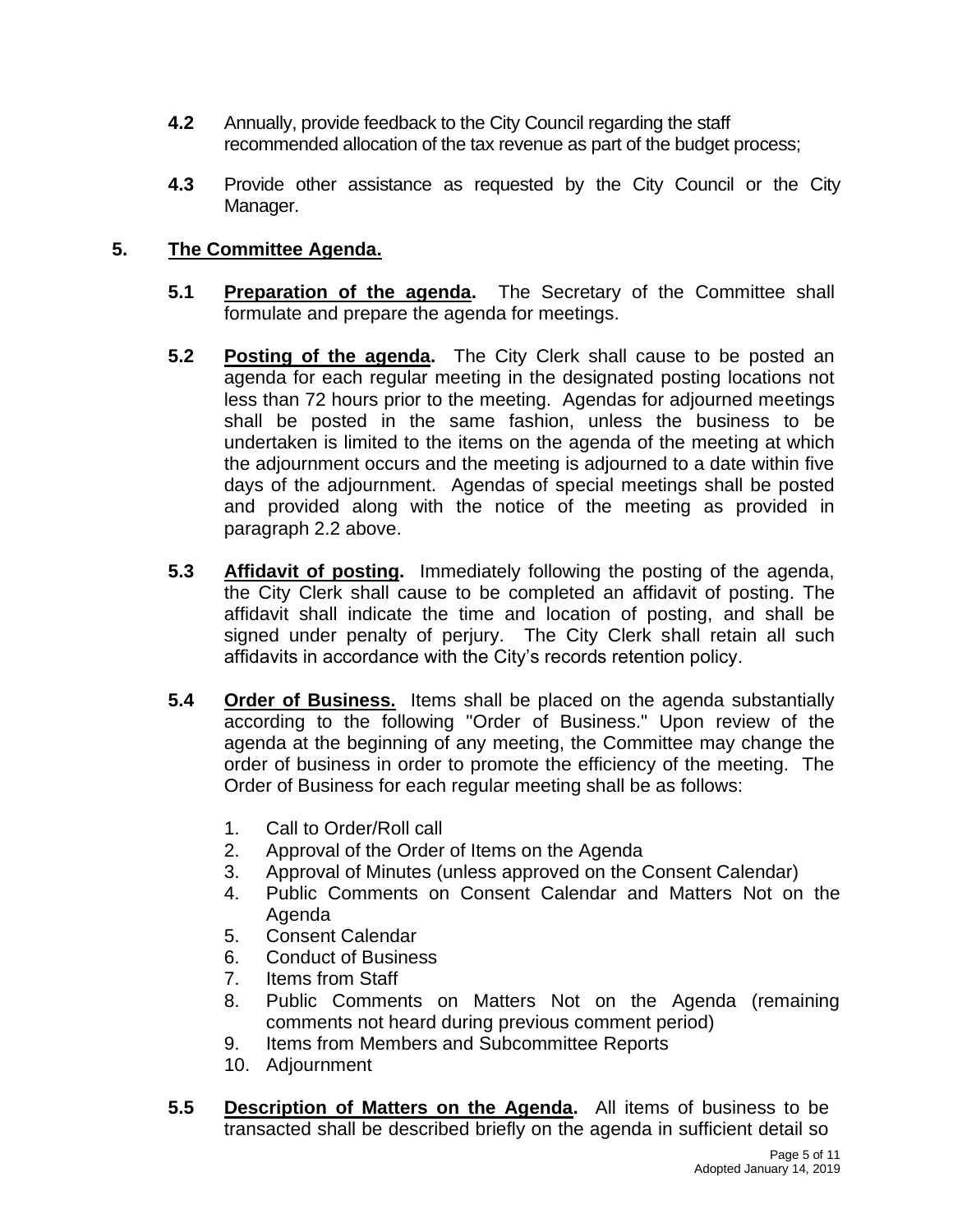**4.2** Annually, provide feedback to the City Council regarding the staff recommended allocation of the tax revenue as part of the budget process;

**4.3** Provide other assistance as requested by the City Council or the City Manager.

## 5. The Committee Agenda.

**5.1** **Preparation of the agenda.** The Secretary of the Committee shall formulate and prepare the agenda for meetings.

**5.2** **Posting of the agenda.** The City Clerk shall cause to be posted an agenda for each regular meeting in the designated posting locations not less than 72 hours prior to the meeting. Agendas for adjourned meetings shall be posted in the same fashion, unless the business to be undertaken is limited to the items on the agenda of the meeting at which the adjournment occurs and the meeting is adjourned to a date within five days of the adjournment. Agendas of special meetings shall be posted and provided along with the notice of the meeting as provided in paragraph 2.2 above.

**5.3** **Affidavit of posting.** Immediately following the posting of the agenda, the City Clerk shall cause to be completed an affidavit of posting. The affidavit shall indicate the time and location of posting, and shall be signed under penalty of perjury. The City Clerk shall retain all such affidavits in accordance with the City's records retention policy.

**5.4** **Order of Business.** Items shall be placed on the agenda substantially according to the following "Order of Business." Upon review of the agenda at the beginning of any meeting, the Committee may change the order of business in order to promote the efficiency of the meeting. The Order of Business for each regular meeting shall be as follows:

1. Call to Order/Roll call
2. Approval of the Order of Items on the Agenda
3. Approval of Minutes (unless approved on the Consent Calendar)
4. Public Comments on Consent Calendar and Matters Not on the Agenda
5. Consent Calendar
6. Conduct of Business
7. Items from Staff
8. Public Comments on Matters Not on the Agenda (remaining comments not heard during previous comment period)
9. Items from Members and Subcommittee Reports
10. Adjournment

**5.5** **Description of Matters on the Agenda.** All items of business to be transacted shall be described briefly on the agenda in sufficient detail so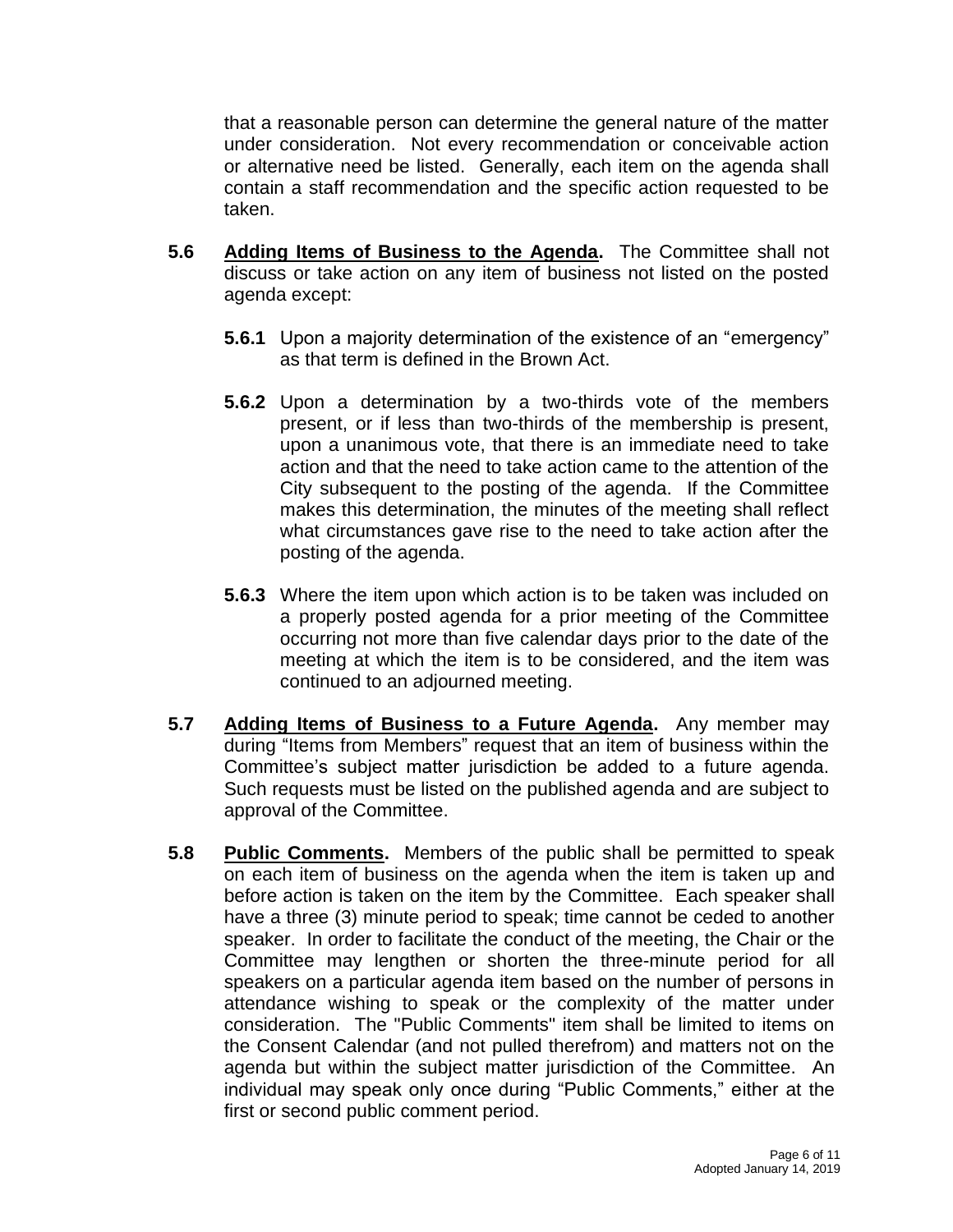that a reasonable person can determine the general nature of the matter under consideration. Not every recommendation or conceivable action or alternative need be listed. Generally, each item on the agenda shall contain a staff recommendation and the specific action requested to be taken.

**5.6** **<u>Adding Items of Business to the Agenda</u>.** The Committee shall not discuss or take action on any item of business not listed on the posted agenda except:

**5.6.1** Upon a majority determination of the existence of an "emergency" as that term is defined in the Brown Act.

**5.6.2** Upon a determination by a two-thirds vote of the members present, or if less than two-thirds of the membership is present, upon a unanimous vote, that there is an immediate need to take action and that the need to take action came to the attention of the City subsequent to the posting of the agenda. If the Committee makes this determination, the minutes of the meeting shall reflect what circumstances gave rise to the need to take action after the posting of the agenda.

**5.6.3** Where the item upon which action is to be taken was included on a properly posted agenda for a prior meeting of the Committee occurring not more than five calendar days prior to the date of the meeting at which the item is to be considered, and the item was continued to an adjourned meeting.

**5.7** **<u>Adding Items of Business to a Future Agenda</u>.** Any member may during "Items from Members" request that an item of business within the Committee's subject matter jurisdiction be added to a future agenda. Such requests must be listed on the published agenda and are subject to approval of the Committee.

**5.8** **<u>Public Comments</u>.** Members of the public shall be permitted to speak on each item of business on the agenda when the item is taken up and before action is taken on the item by the Committee. Each speaker shall have a three (3) minute period to speak; time cannot be ceded to another speaker. In order to facilitate the conduct of the meeting, the Chair or the Committee may lengthen or shorten the three-minute period for all speakers on a particular agenda item based on the number of persons in attendance wishing to speak or the complexity of the matter under consideration. The "Public Comments" item shall be limited to items on the Consent Calendar (and not pulled therefrom) and matters not on the agenda but within the subject matter jurisdiction of the Committee. An individual may speak only once during "Public Comments," either at the first or second public comment period.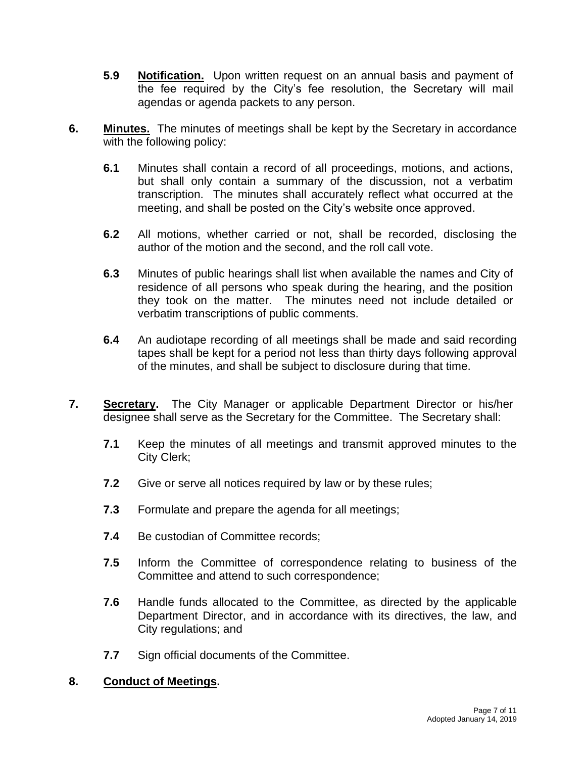**5.9** **Notification.** Upon written request on an annual basis and payment of the fee required by the City's fee resolution, the Secretary will mail agendas or agenda packets to any person.

**6.** **Minutes.** The minutes of meetings shall be kept by the Secretary in accordance with the following policy:

**6.1** Minutes shall contain a record of all proceedings, motions, and actions, but shall only contain a summary of the discussion, not a verbatim transcription. The minutes shall accurately reflect what occurred at the meeting, and shall be posted on the City's website once approved.

**6.2** All motions, whether carried or not, shall be recorded, disclosing the author of the motion and the second, and the roll call vote.

**6.3** Minutes of public hearings shall list when available the names and City of residence of all persons who speak during the hearing, and the position they took on the matter. The minutes need not include detailed or verbatim transcriptions of public comments.

**6.4** An audiotape recording of all meetings shall be made and said recording tapes shall be kept for a period not less than thirty days following approval of the minutes, and shall be subject to disclosure during that time.

**7.** **Secretary.** The City Manager or applicable Department Director or his/her designee shall serve as the Secretary for the Committee. The Secretary shall:

**7.1** Keep the minutes of all meetings and transmit approved minutes to the City Clerk;

**7.2** Give or serve all notices required by law or by these rules;

**7.3** Formulate and prepare the agenda for all meetings;

**7.4** Be custodian of Committee records;

**7.5** Inform the Committee of correspondence relating to business of the Committee and attend to such correspondence;

**7.6** Handle funds allocated to the Committee, as directed by the applicable Department Director, and in accordance with its directives, the law, and City regulations; and

**7.7** Sign official documents of the Committee.

**8.** **Conduct of Meetings.**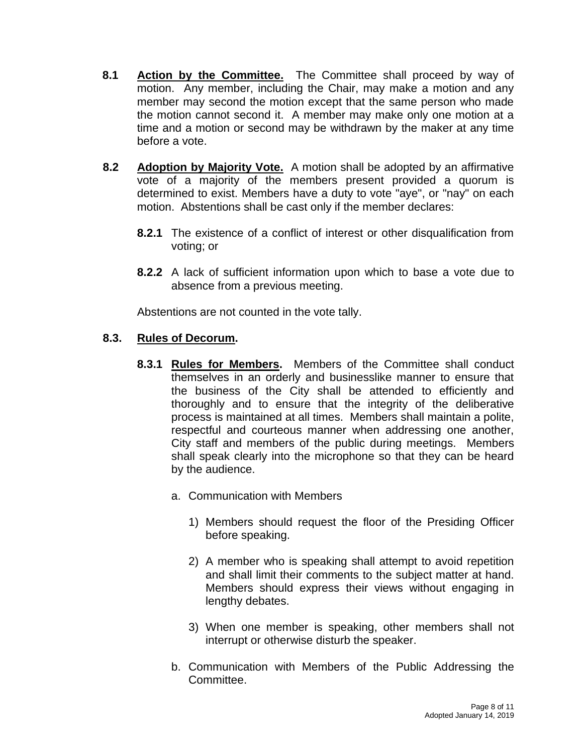**8.1** **Action by the Committee.** The Committee shall proceed by way of motion. Any member, including the Chair, may make a motion and any member may second the motion except that the same person who made the motion cannot second it. A member may make only one motion at a time and a motion or second may be withdrawn by the maker at any time before a vote.

**8.2** **Adoption by Majority Vote.** A motion shall be adopted by an affirmative vote of a majority of the members present provided a quorum is determined to exist. Members have a duty to vote "aye", or "nay" on each motion. Abstentions shall be cast only if the member declares:

**8.2.1** The existence of a conflict of interest or other disqualification from voting; or

**8.2.2** A lack of sufficient information upon which to base a vote due to absence from a previous meeting.

Abstentions are not counted in the vote tally.

**8.3.** **Rules of Decorum.**

**8.3.1** **Rules for Members.** Members of the Committee shall conduct themselves in an orderly and businesslike manner to ensure that the business of the City shall be attended to efficiently and thoroughly and to ensure that the integrity of the deliberative process is maintained at all times. Members shall maintain a polite, respectful and courteous manner when addressing one another, City staff and members of the public during meetings. Members shall speak clearly into the microphone so that they can be heard by the audience.

a. Communication with Members

1) Members should request the floor of the Presiding Officer before speaking.

2) A member who is speaking shall attempt to avoid repetition and shall limit their comments to the subject matter at hand. Members should express their views without engaging in lengthy debates.

3) When one member is speaking, other members shall not interrupt or otherwise disturb the speaker.

b. Communication with Members of the Public Addressing the Committee.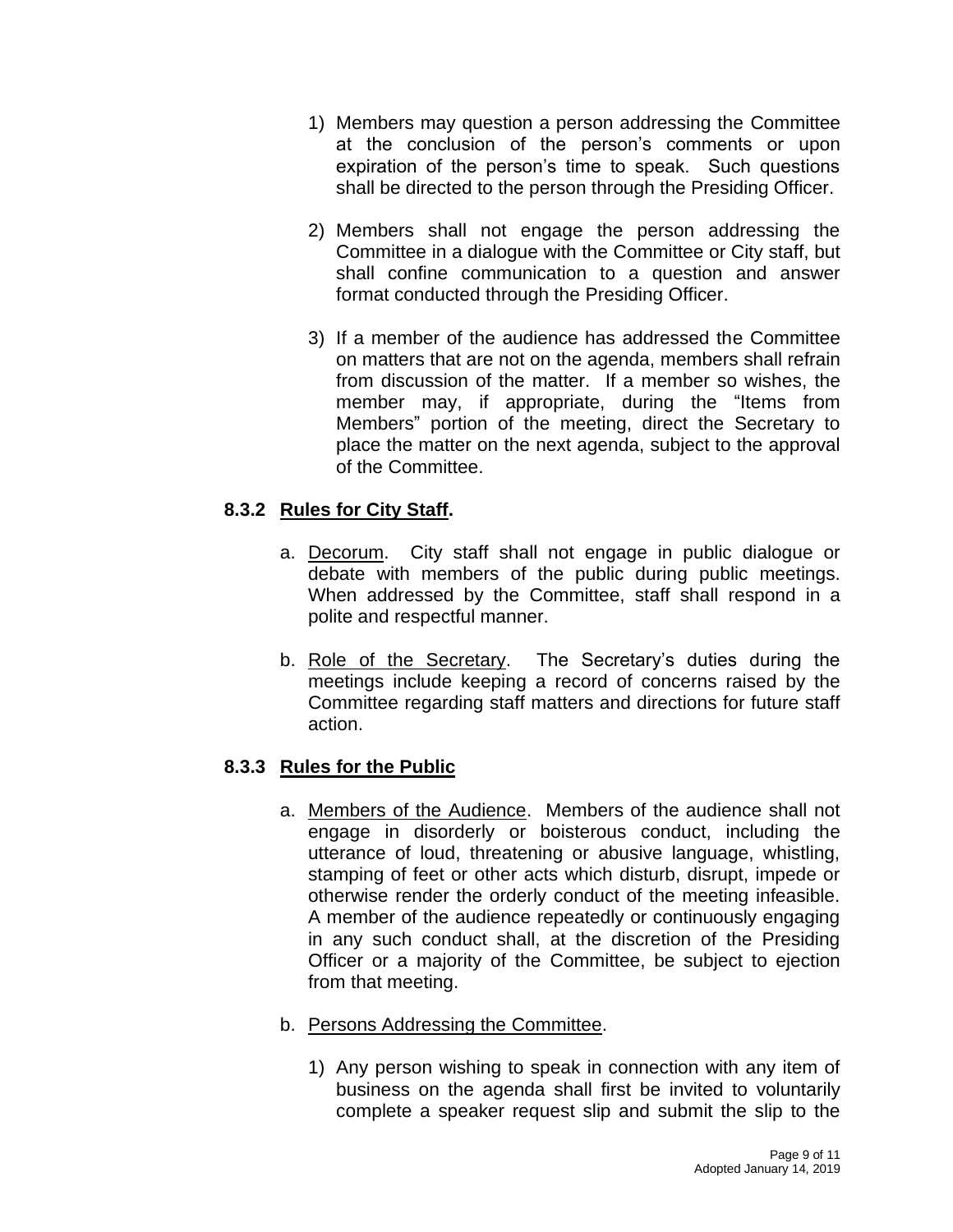1) Members may question a person addressing the Committee at the conclusion of the person's comments or upon expiration of the person's time to speak. Such questions shall be directed to the person through the Presiding Officer.

2) Members shall not engage the person addressing the Committee in a dialogue with the Committee or City staff, but shall confine communication to a question and answer format conducted through the Presiding Officer.

3) If a member of the audience has addressed the Committee on matters that are not on the agenda, members shall refrain from discussion of the matter. If a member so wishes, the member may, if appropriate, during the "Items from Members" portion of the meeting, direct the Secretary to place the matter on the next agenda, subject to the approval of the Committee.

### 8.3.2 Rules for City Staff.

a. Decorum. City staff shall not engage in public dialogue or debate with members of the public during public meetings. When addressed by the Committee, staff shall respond in a polite and respectful manner.

b. Role of the Secretary. The Secretary's duties during the meetings include keeping a record of concerns raised by the Committee regarding staff matters and directions for future staff action.

### 8.3.3 Rules for the Public

a. Members of the Audience. Members of the audience shall not engage in disorderly or boisterous conduct, including the utterance of loud, threatening or abusive language, whistling, stamping of feet or other acts which disturb, disrupt, impede or otherwise render the orderly conduct of the meeting infeasible. A member of the audience repeatedly or continuously engaging in any such conduct shall, at the discretion of the Presiding Officer or a majority of the Committee, be subject to ejection from that meeting.

b. Persons Addressing the Committee.

1) Any person wishing to speak in connection with any item of business on the agenda shall first be invited to voluntarily complete a speaker request slip and submit the slip to the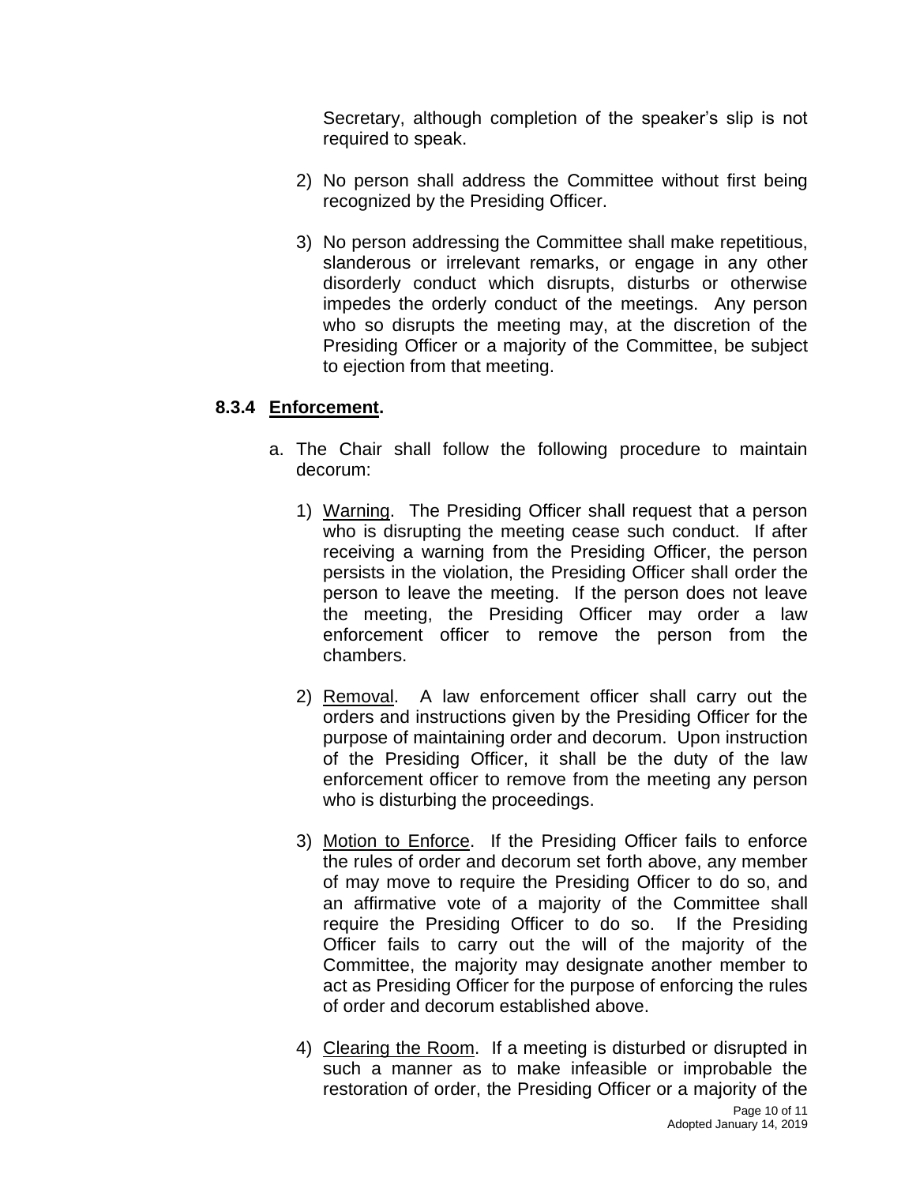Secretary, although completion of the speaker's slip is not required to speak.

2) No person shall address the Committee without first being recognized by the Presiding Officer.

3) No person addressing the Committee shall make repetitious, slanderous or irrelevant remarks, or engage in any other disorderly conduct which disrupts, disturbs or otherwise impedes the orderly conduct of the meetings. Any person who so disrupts the meeting may, at the discretion of the Presiding Officer or a majority of the Committee, be subject to ejection from that meeting.

### 8.3.4 Enforcement.

a. The Chair shall follow the following procedure to maintain decorum:

1) Warning. The Presiding Officer shall request that a person who is disrupting the meeting cease such conduct. If after receiving a warning from the Presiding Officer, the person persists in the violation, the Presiding Officer shall order the person to leave the meeting. If the person does not leave the meeting, the Presiding Officer may order a law enforcement officer to remove the person from the chambers.

2) Removal. A law enforcement officer shall carry out the orders and instructions given by the Presiding Officer for the purpose of maintaining order and decorum. Upon instruction of the Presiding Officer, it shall be the duty of the law enforcement officer to remove from the meeting any person who is disturbing the proceedings.

3) Motion to Enforce. If the Presiding Officer fails to enforce the rules of order and decorum set forth above, any member of may move to require the Presiding Officer to do so, and an affirmative vote of a majority of the Committee shall require the Presiding Officer to do so. If the Presiding Officer fails to carry out the will of the majority of the Committee, the majority may designate another member to act as Presiding Officer for the purpose of enforcing the rules of order and decorum established above.

4) Clearing the Room. If a meeting is disturbed or disrupted in such a manner as to make infeasible or improbable the restoration of order, the Presiding Officer or a majority of the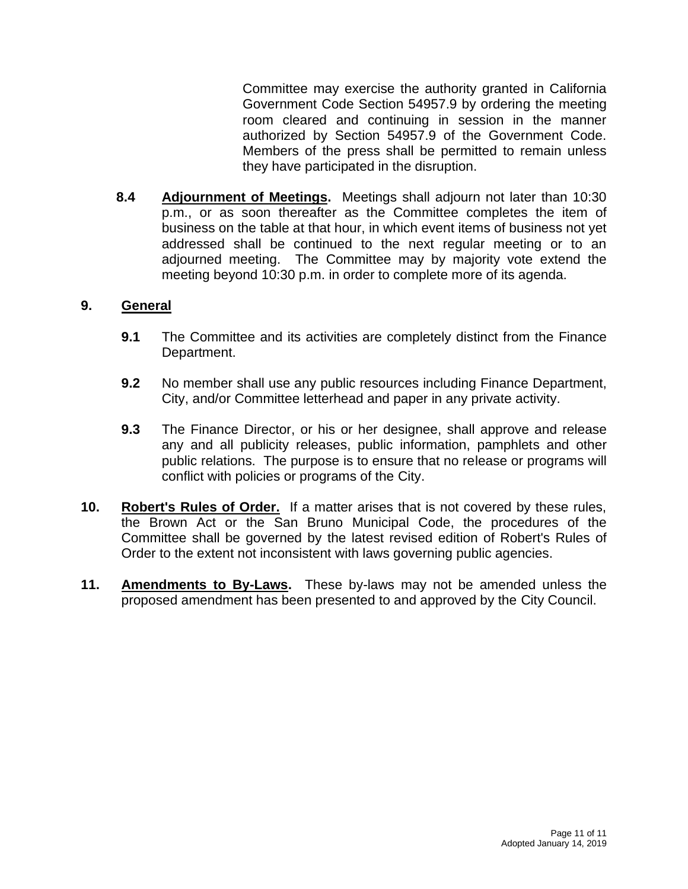Committee may exercise the authority granted in California Government Code Section 54957.9 by ordering the meeting room cleared and continuing in session in the manner authorized by Section 54957.9 of the Government Code. Members of the press shall be permitted to remain unless they have participated in the disruption.

**8.4** **<u>Adjournment of Meetings</u>.** Meetings shall adjourn not later than 10:30 p.m., or as soon thereafter as the Committee completes the item of business on the table at that hour, in which event items of business not yet addressed shall be continued to the next regular meeting or to an adjourned meeting. The Committee may by majority vote extend the meeting beyond 10:30 p.m. in order to complete more of its agenda.

## 9. <u>General</u>

**9.1** The Committee and its activities are completely distinct from the Finance Department.

**9.2** No member shall use any public resources including Finance Department, City, and/or Committee letterhead and paper in any private activity.

**9.3** The Finance Director, or his or her designee, shall approve and release any and all publicity releases, public information, pamphlets and other public relations. The purpose is to ensure that no release or programs will conflict with policies or programs of the City.

**10.** **<u>Robert's Rules of Order.</u>** If a matter arises that is not covered by these rules, the Brown Act or the San Bruno Municipal Code, the procedures of the Committee shall be governed by the latest revised edition of Robert's Rules of Order to the extent not inconsistent with laws governing public agencies.

**11.** **<u>Amendments to By-Laws</u>.** These by-laws may not be amended unless the proposed amendment has been presented to and approved by the City Council.

Adopted January 14, 2019